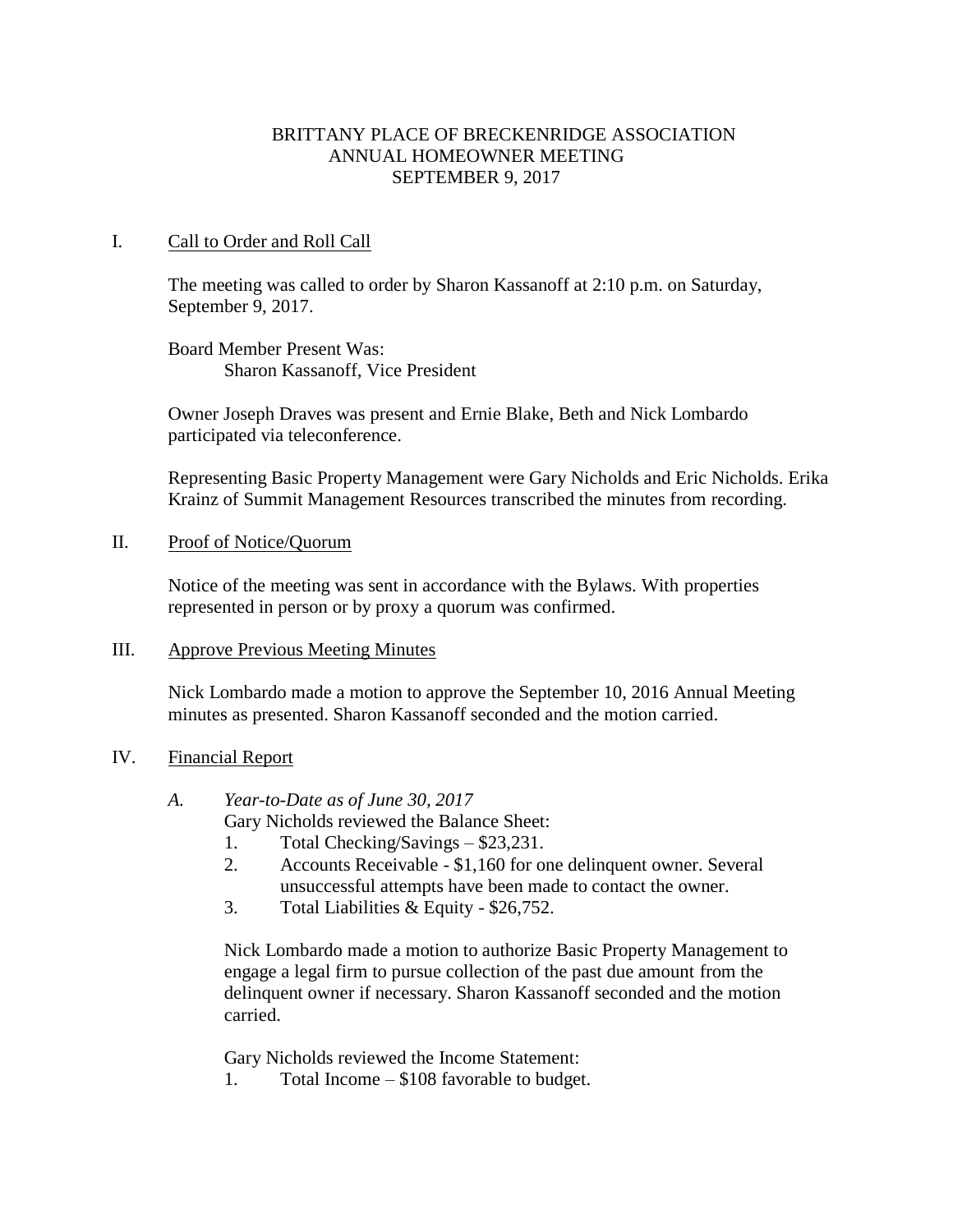# BRITTANY PLACE OF BRECKENRIDGE ASSOCIATION
## ANNUAL HOMEOWNER MEETING
## SEPTEMBER 9, 2017

## I. Call to Order and Roll Call

The meeting was called to order by Sharon Kassanoff at 2:10 p.m. on Saturday, September 9, 2017.

Board Member Present Was:
Sharon Kassanoff, Vice President

Owner Joseph Draves was present and Ernie Blake, Beth and Nick Lombardo participated via teleconference.

Representing Basic Property Management were Gary Nicholds and Eric Nicholds. Erika Krainz of Summit Management Resources transcribed the minutes from recording.

## II. Proof of Notice/Quorum

Notice of the meeting was sent in accordance with the Bylaws. With properties represented in person or by proxy a quorum was confirmed.

## III. Approve Previous Meeting Minutes

Nick Lombardo made a motion to approve the September 10, 2016 Annual Meeting minutes as presented. Sharon Kassanoff seconded and the motion carried.

## IV. Financial Report

### A. *Year-to-Date as of June 30, 2017*

Gary Nicholds reviewed the Balance Sheet:

1. Total Checking/Savings – $23,231.
2. Accounts Receivable - $1,160 for one delinquent owner. Several unsuccessful attempts have been made to contact the owner.
3. Total Liabilities & Equity - $26,752.

Nick Lombardo made a motion to authorize Basic Property Management to engage a legal firm to pursue collection of the past due amount from the delinquent owner if necessary. Sharon Kassanoff seconded and the motion carried.

Gary Nicholds reviewed the Income Statement:

1. Total Income – $108 favorable to budget.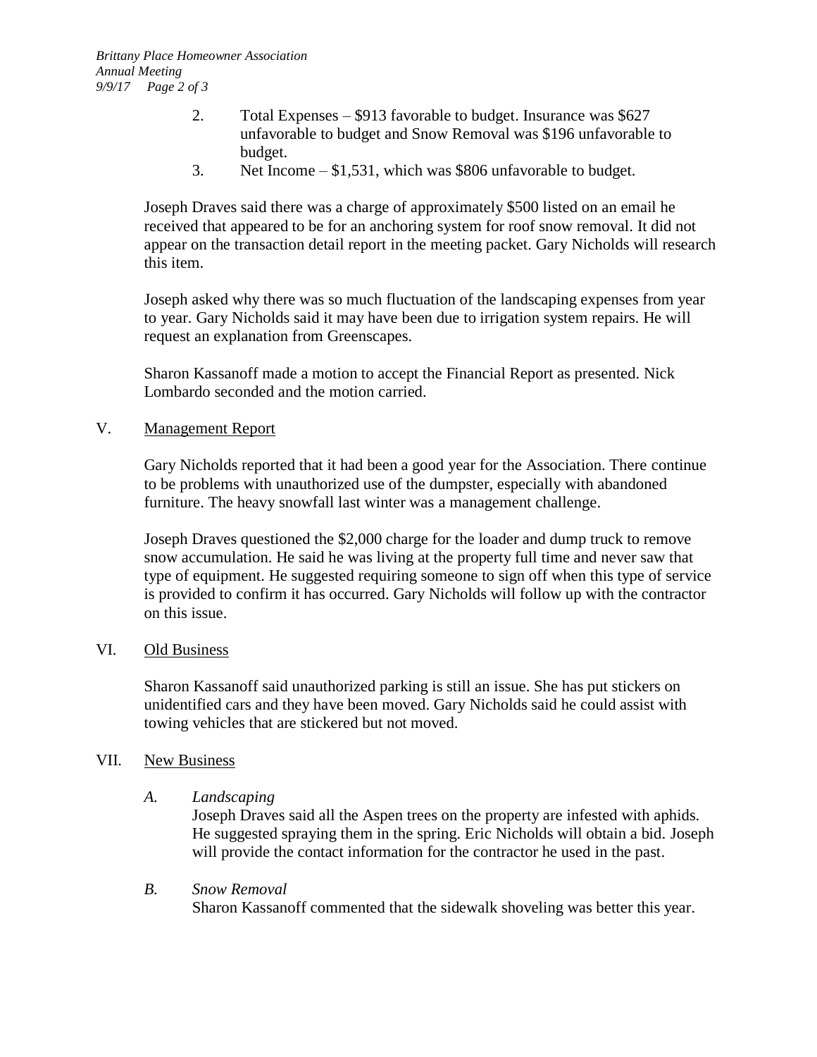2. Total Expenses – $913 favorable to budget. Insurance was $627 unfavorable to budget and Snow Removal was $196 unfavorable to budget.
3. Net Income – $1,531, which was $806 unfavorable to budget.

Joseph Draves said there was a charge of approximately $500 listed on an email he received that appeared to be for an anchoring system for roof snow removal. It did not appear on the transaction detail report in the meeting packet. Gary Nicholds will research this item.

Joseph asked why there was so much fluctuation of the landscaping expenses from year to year. Gary Nicholds said it may have been due to irrigation system repairs. He will request an explanation from Greenscapes.

Sharon Kassanoff made a motion to accept the Financial Report as presented. Nick Lombardo seconded and the motion carried.

## V. Management Report

Gary Nicholds reported that it had been a good year for the Association. There continue to be problems with unauthorized use of the dumpster, especially with abandoned furniture. The heavy snowfall last winter was a management challenge.

Joseph Draves questioned the $2,000 charge for the loader and dump truck to remove snow accumulation. He said he was living at the property full time and never saw that type of equipment. He suggested requiring someone to sign off when this type of service is provided to confirm it has occurred. Gary Nicholds will follow up with the contractor on this issue.

## VI. Old Business

Sharon Kassanoff said unauthorized parking is still an issue. She has put stickers on unidentified cars and they have been moved. Gary Nicholds said he could assist with towing vehicles that are stickered but not moved.

## VII. New Business

### *A. Landscaping*

Joseph Draves said all the Aspen trees on the property are infested with aphids. He suggested spraying them in the spring. Eric Nicholds will obtain a bid. Joseph will provide the contact information for the contractor he used in the past.

### *B. Snow Removal*

Sharon Kassanoff commented that the sidewalk shoveling was better this year.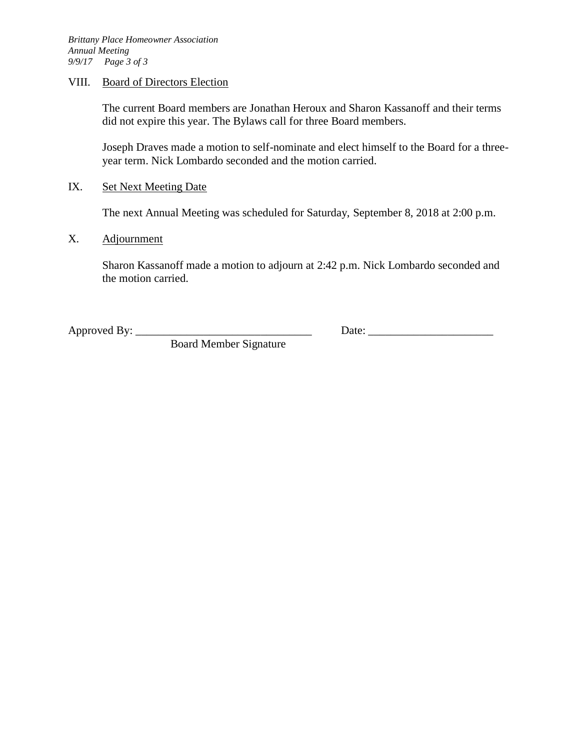## VIII. Board of Directors Election

The current Board members are Jonathan Heroux and Sharon Kassanoff and their terms did not expire this year. The Bylaws call for three Board members.

Joseph Draves made a motion to self-nominate and elect himself to the Board for a three-year term. Nick Lombardo seconded and the motion carried.

## IX. Set Next Meeting Date

The next Annual Meeting was scheduled for Saturday, September 8, 2018 at 2:00 p.m.

## X. Adjournment

Sharon Kassanoff made a motion to adjourn at 2:42 p.m. Nick Lombardo seconded and the motion carried.

Approved By: _______________________________ Date: ______________________

Board Member Signature